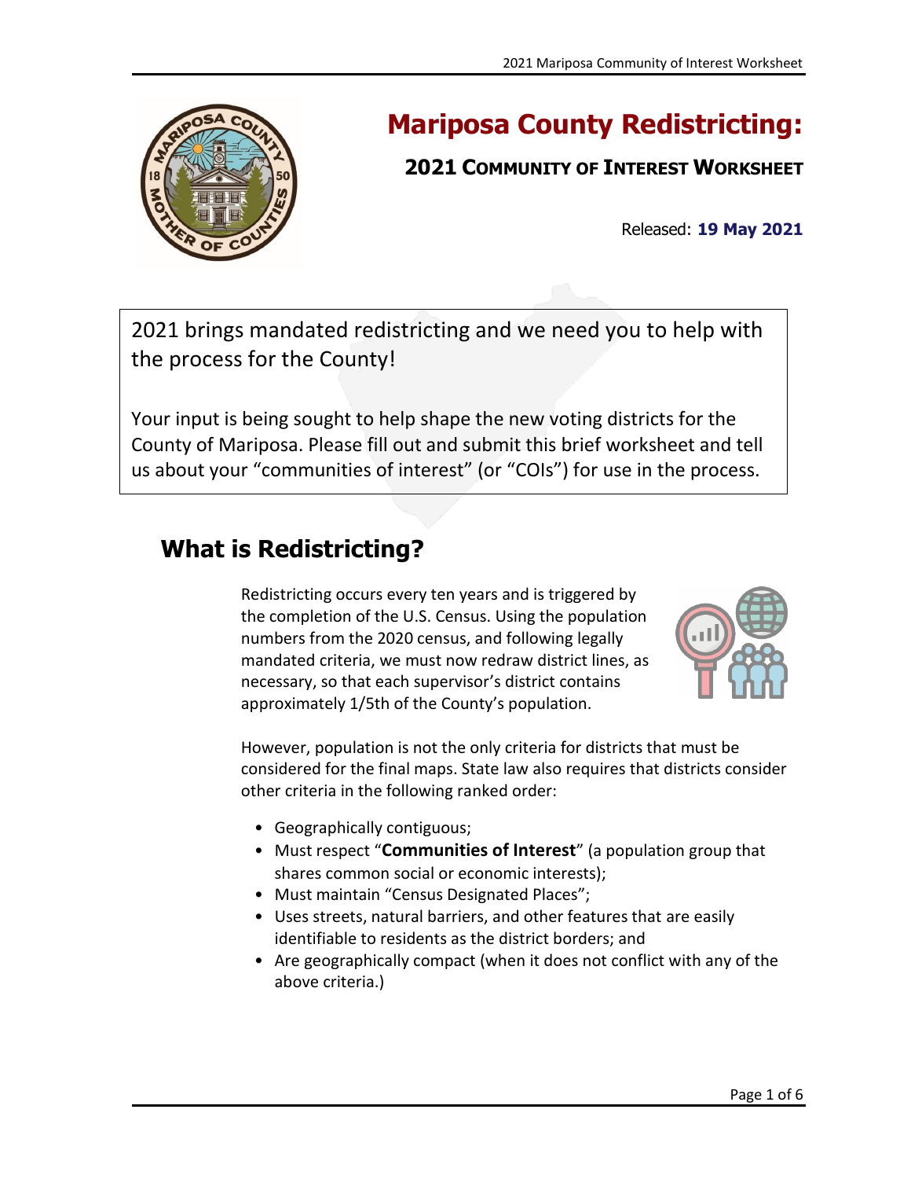# Mariposa County Redistricting:

## 2021 Community of Interest Worksheet

Released: **19 May 2021**

2021 brings mandated redistricting and we need you to help with the process for the County!

Your input is being sought to help shape the new voting districts for the County of Mariposa. Please fill out and submit this brief worksheet and tell us about your "communities of interest" (or "COIs") for use in the process.

## What is Redistricting?

Redistricting occurs every ten years and is triggered by the completion of the U.S. Census. Using the population numbers from the 2020 census, and following legally mandated criteria, we must now redraw district lines, as necessary, so that each supervisor's district contains approximately 1/5th of the County's population.

However, population is not the only criteria for districts that must be considered for the final maps. State law also requires that districts consider other criteria in the following ranked order:

- Geographically contiguous;
- Must respect "**Communities of Interest**" (a population group that shares common social or economic interests);
- Must maintain "Census Designated Places";
- Uses streets, natural barriers, and other features that are easily identifiable to residents as the district borders; and
- Are geographically compact (when it does not conflict with any of the above criteria.)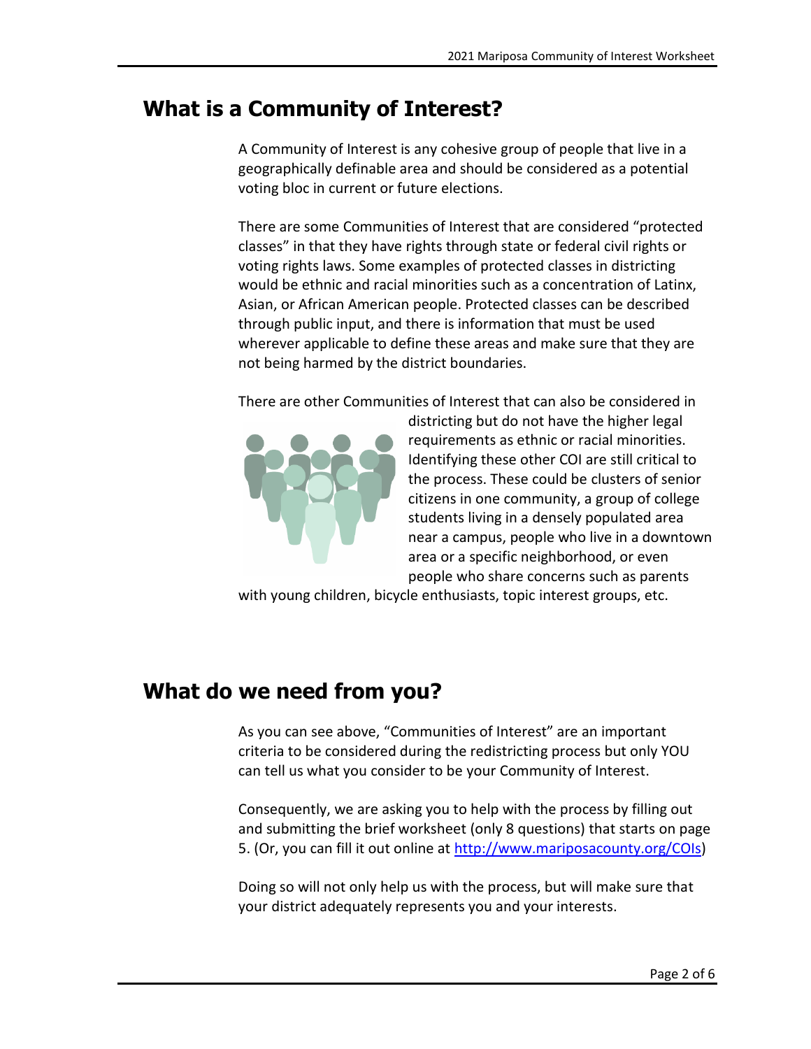## What is a Community of Interest?

A Community of Interest is any cohesive group of people that live in a geographically definable area and should be considered as a potential voting bloc in current or future elections.

There are some Communities of Interest that are considered "protected classes" in that they have rights through state or federal civil rights or voting rights laws. Some examples of protected classes in districting would be ethnic and racial minorities such as a concentration of Latinx, Asian, or African American people. Protected classes can be described through public input, and there is information that must be used wherever applicable to define these areas and make sure that they are not being harmed by the district boundaries.

There are other Communities of Interest that can also be considered in districting but do not have the higher legal requirements as ethnic or racial minorities. Identifying these other COI are still critical to the process. These could be clusters of senior citizens in one community, a group of college students living in a densely populated area near a campus, people who live in a downtown area or a specific neighborhood, or even people who share concerns such as parents with young children, bicycle enthusiasts, topic interest groups, etc.

## What do we need from you?

As you can see above, "Communities of Interest" are an important criteria to be considered during the redistricting process but only YOU can tell us what you consider to be your Community of Interest.

Consequently, we are asking you to help with the process by filling out and submitting the brief worksheet (only 8 questions) that starts on page 5. (Or, you can fill it out online at http://www.mariposacounty.org/COIs)

Doing so will not only help us with the process, but will make sure that your district adequately represents you and your interests.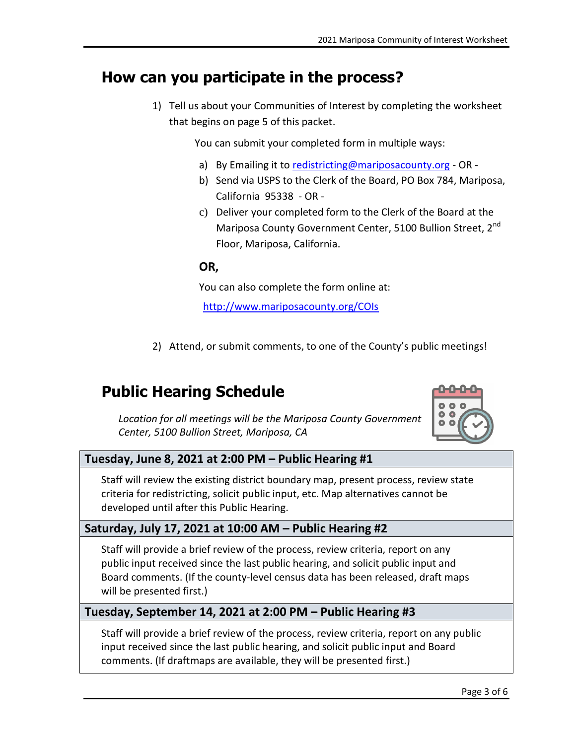## How can you participate in the process?

1) Tell us about your Communities of Interest by completing the worksheet that begins on page 5 of this packet.

   You can submit your completed form in multiple ways:

   a) By Emailing it to [redistricting@mariposacounty.org](mailto:redistricting@mariposacounty.org) - OR -
   b) Send via USPS to the Clerk of the Board, PO Box 784, Mariposa, California 95338 - OR -
   c) Deliver your completed form to the Clerk of the Board at the Mariposa County Government Center, 5100 Bullion Street, 2nd Floor, Mariposa, California.

   **OR,**

   You can also complete the form online at:

   [http://www.mariposacounty.org/COIs](http://www.mariposacounty.org/COIs)

2) Attend, or submit comments, to one of the County's public meetings!

## Public Hearing Schedule

*Location for all meetings will be the Mariposa County Government Center, 5100 Bullion Street, Mariposa, CA*

| **Tuesday, June 8, 2021 at 2:00 PM – Public Hearing #1** |
|---|
| Staff will review the existing district boundary map, present process, review state criteria for redistricting, solicit public input, etc. Map alternatives cannot be developed until after this Public Hearing. |
| **Saturday, July 17, 2021 at 10:00 AM – Public Hearing #2** |
| Staff will provide a brief review of the process, review criteria, report on any public input received since the last public hearing, and solicit public input and Board comments. (If the county-level census data has been released, draft maps will be presented first.) |
| **Tuesday, September 14, 2021 at 2:00 PM – Public Hearing #3** |
| Staff will provide a brief review of the process, review criteria, report on any public input received since the last public hearing, and solicit public input and Board comments. (If draftmaps are available, they will be presented first.) |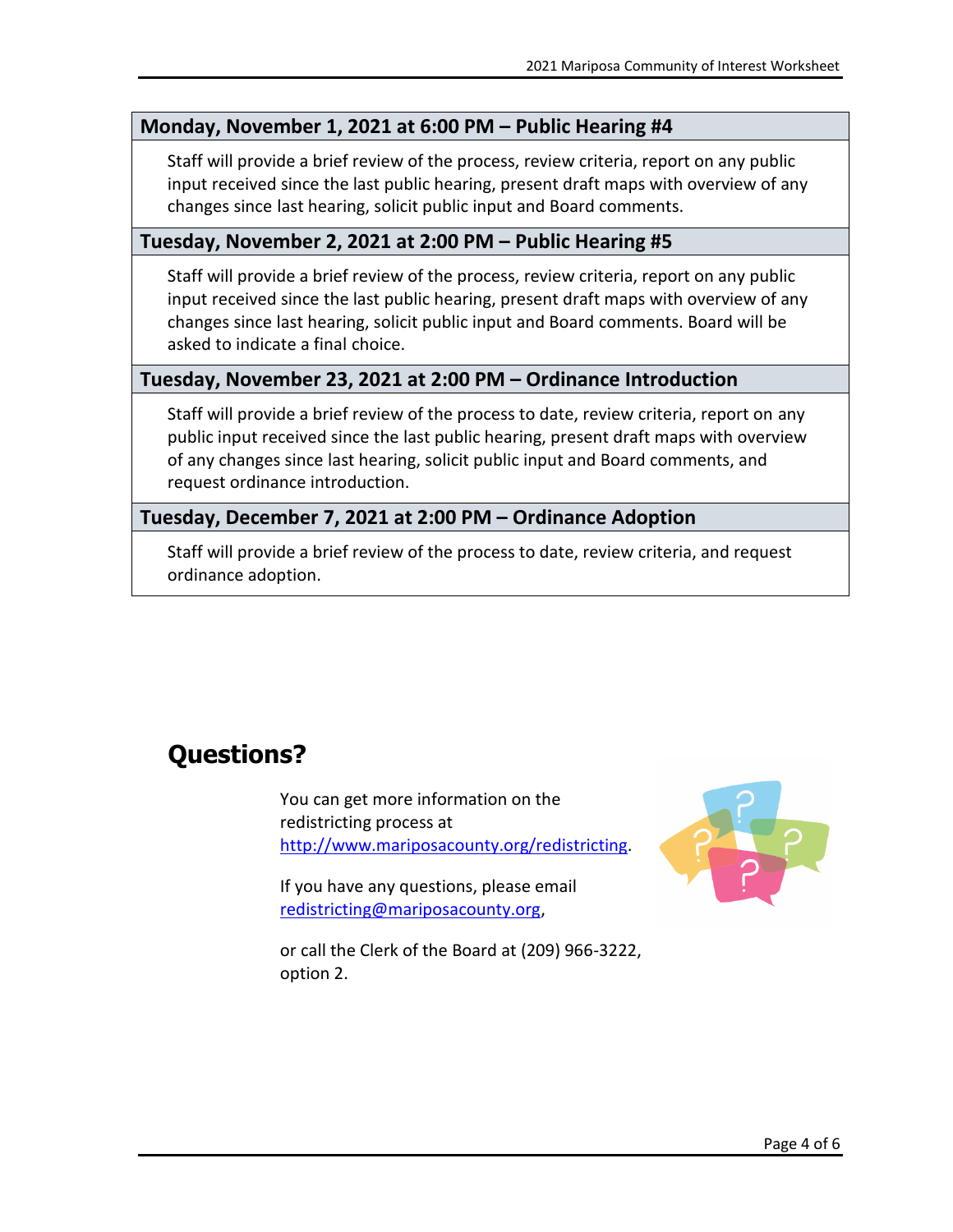**Monday, November 1, 2021 at 6:00 PM – Public Hearing #4**

Staff will provide a brief review of the process, review criteria, report on any public input received since the last public hearing, present draft maps with overview of any changes since last hearing, solicit public input and Board comments.

**Tuesday, November 2, 2021 at 2:00 PM – Public Hearing #5**

Staff will provide a brief review of the process, review criteria, report on any public input received since the last public hearing, present draft maps with overview of any changes since last hearing, solicit public input and Board comments. Board will be asked to indicate a final choice.

**Tuesday, November 23, 2021 at 2:00 PM – Ordinance Introduction**

Staff will provide a brief review of the process to date, review criteria, report on any public input received since the last public hearing, present draft maps with overview of any changes since last hearing, solicit public input and Board comments, and request ordinance introduction.

**Tuesday, December 7, 2021 at 2:00 PM – Ordinance Adoption**

Staff will provide a brief review of the process to date, review criteria, and request ordinance adoption.

## Questions?

You can get more information on the redistricting process at http://www.mariposacounty.org/redistricting.

If you have any questions, please email redistricting@mariposacounty.org,

or call the Clerk of the Board at (209) 966-3222, option 2.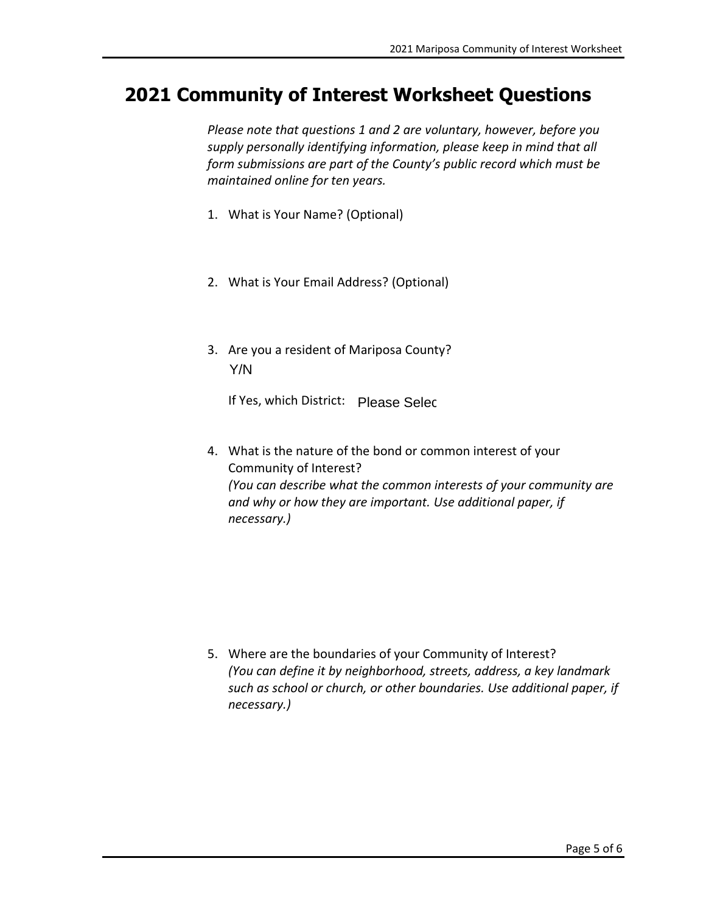# 2021 Community of Interest Worksheet Questions

*Please note that questions 1 and 2 are voluntary, however, before you supply personally identifying information, please keep in mind that all form submissions are part of the County's public record which must be maintained online for ten years.*

1. What is Your Name? (Optional)

2. What is Your Email Address? (Optional)

3. Are you a resident of Mariposa County?
   Y/N

   If Yes, which District: Please Selec

4. What is the nature of the bond or common interest of your Community of Interest?
   *(You can describe what the common interests of your community are and why or how they are important. Use additional paper, if necessary.)*

5. Where are the boundaries of your Community of Interest?
   *(You can define it by neighborhood, streets, address, a key landmark such as school or church, or other boundaries. Use additional paper, if necessary.)*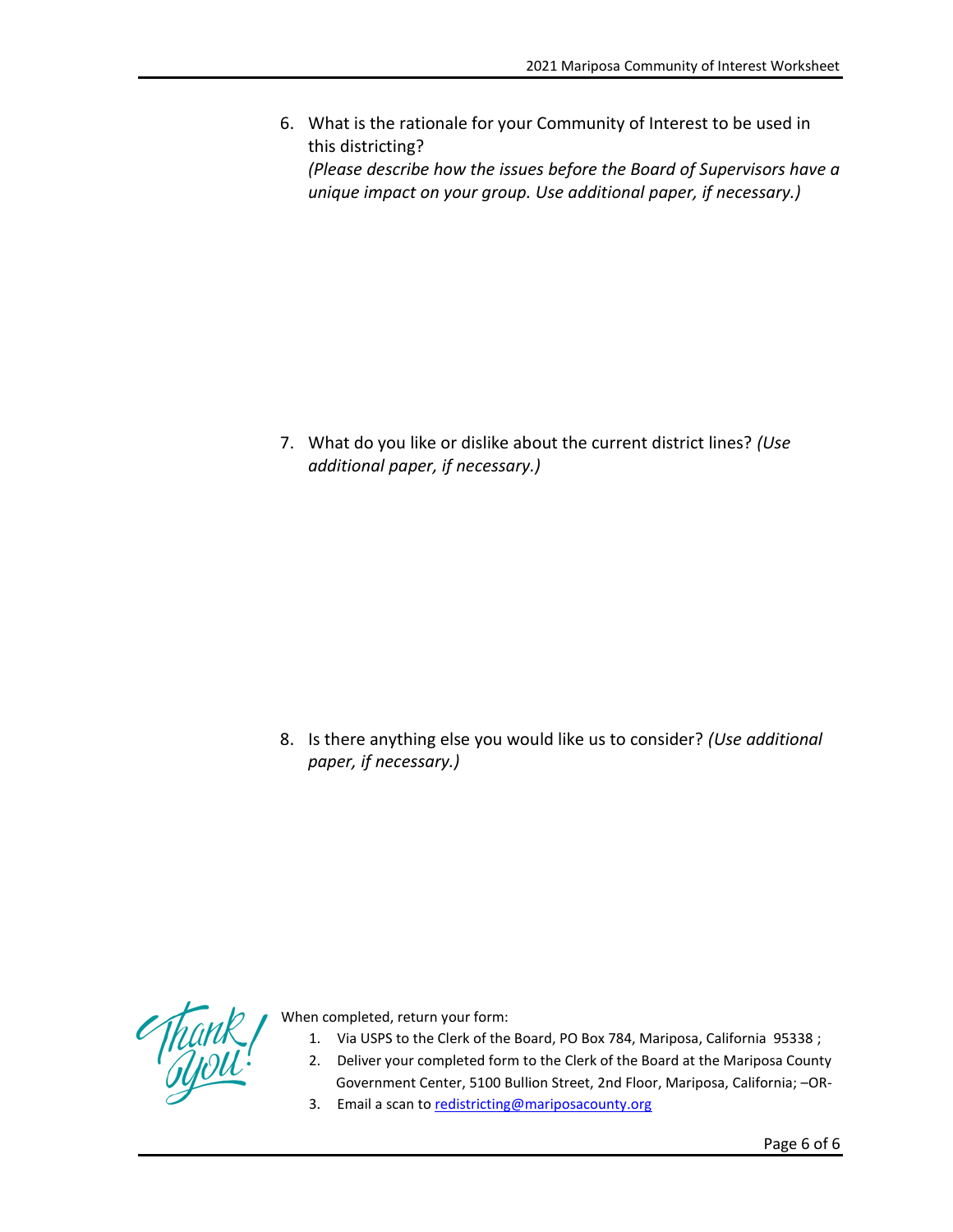6. What is the rationale for your Community of Interest to be used in this districting?
   *(Please describe how the issues before the Board of Supervisors have a unique impact on your group. Use additional paper, if necessary.)*

7. What do you like or dislike about the current district lines? *(Use additional paper, if necessary.)*

8. Is there anything else you would like us to consider? *(Use additional paper, if necessary.)*

Thank you!

When completed, return your form:

1. Via USPS to the Clerk of the Board, PO Box 784, Mariposa, California 95338 ;
2. Deliver your completed form to the Clerk of the Board at the Mariposa County Government Center, 5100 Bullion Street, 2nd Floor, Mariposa, California; –OR-
3. Email a scan to redistricting@mariposacounty.org